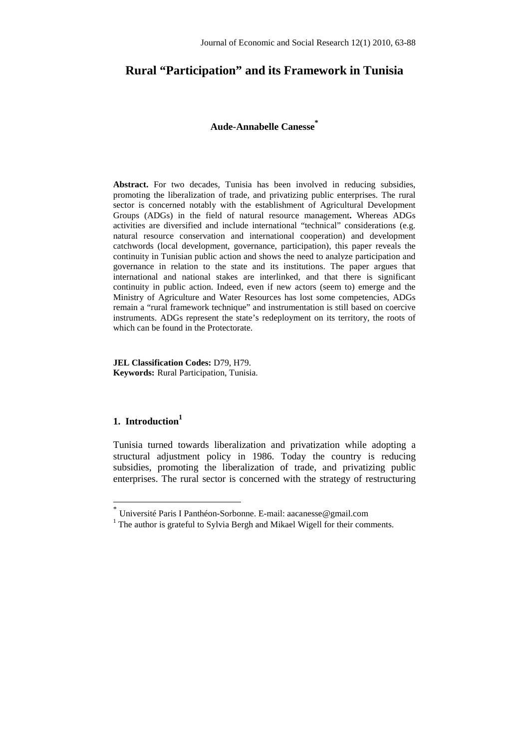# Rural "Participation" and its Framework in Tunisia

**Aude-Annabelle Canesse**[*]

**Abstract.** For two decades, Tunisia has been involved in reducing subsidies, promoting the liberalization of trade, and privatizing public enterprises. The rural sector is concerned notably with the establishment of Agricultural Development Groups (ADGs) in the field of natural resource management**.** Whereas ADGs activities are diversified and include international "technical" considerations (e.g. natural resource conservation and international cooperation) and development catchwords (local development, governance, participation), this paper reveals the continuity in Tunisian public action and shows the need to analyze participation and governance in relation to the state and its institutions. The paper argues that international and national stakes are interlinked, and that there is significant continuity in public action. Indeed, even if new actors (seem to) emerge and the Ministry of Agriculture and Water Resources has lost some competencies, ADGs remain a "rural framework technique" and instrumentation is still based on coercive instruments. ADGs represent the state's redeployment on its territory, the roots of which can be found in the Protectorate.

**JEL Classification Codes:** D79, H79.
**Keywords:** Rural Participation, Tunisia.

## 1. Introduction[1]

Tunisia turned towards liberalization and privatization while adopting a structural adjustment policy in 1986. Today the country is reducing subsidies, promoting the liberalization of trade, and privatizing public enterprises. The rural sector is concerned with the strategy of restructuring

[*] Université Paris I Panthéon-Sorbonne. E-mail: aacanesse@gmail.com

[1] The author is grateful to Sylvia Bergh and Mikael Wigell for their comments.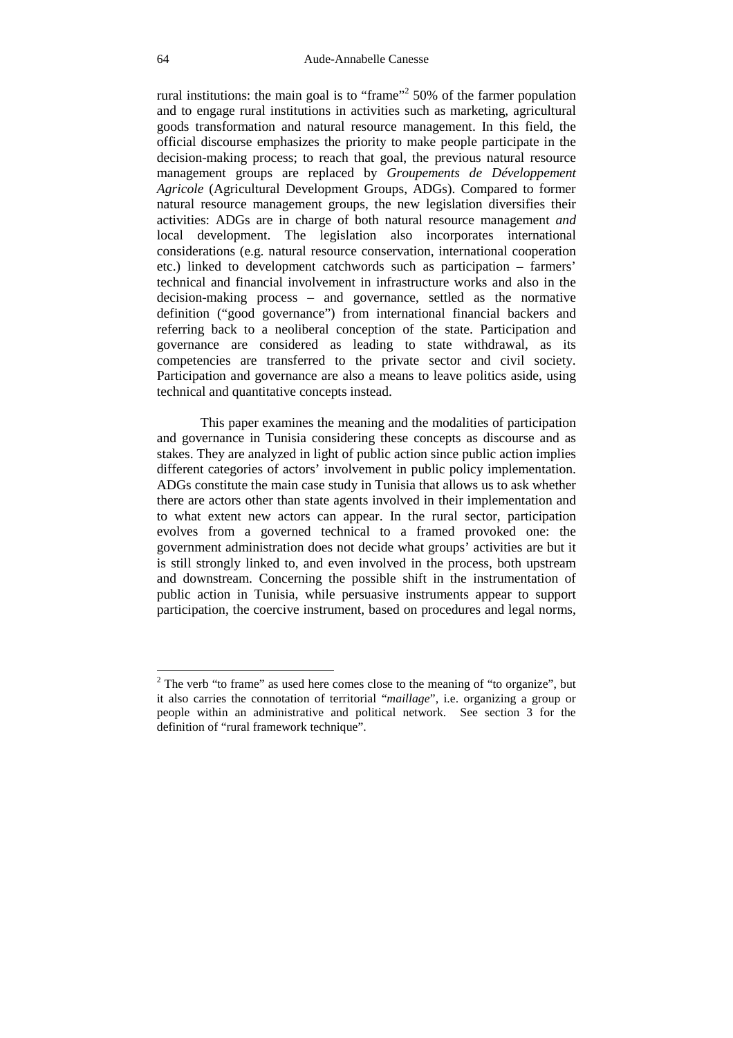rural institutions: the main goal is to "frame"[2] 50% of the farmer population and to engage rural institutions in activities such as marketing, agricultural goods transformation and natural resource management. In this field, the official discourse emphasizes the priority to make people participate in the decision-making process; to reach that goal, the previous natural resource management groups are replaced by *Groupements de Développement Agricole* (Agricultural Development Groups, ADGs). Compared to former natural resource management groups, the new legislation diversifies their activities: ADGs are in charge of both natural resource management *and* local development. The legislation also incorporates international considerations (e.g. natural resource conservation, international cooperation etc.) linked to development catchwords such as participation – farmers' technical and financial involvement in infrastructure works and also in the decision-making process – and governance, settled as the normative definition ("good governance") from international financial backers and referring back to a neoliberal conception of the state. Participation and governance are considered as leading to state withdrawal, as its competencies are transferred to the private sector and civil society. Participation and governance are also a means to leave politics aside, using technical and quantitative concepts instead.

This paper examines the meaning and the modalities of participation and governance in Tunisia considering these concepts as discourse and as stakes. They are analyzed in light of public action since public action implies different categories of actors' involvement in public policy implementation. ADGs constitute the main case study in Tunisia that allows us to ask whether there are actors other than state agents involved in their implementation and to what extent new actors can appear. In the rural sector, participation evolves from a governed technical to a framed provoked one: the government administration does not decide what groups' activities are but it is still strongly linked to, and even involved in the process, both upstream and downstream. Concerning the possible shift in the instrumentation of public action in Tunisia, while persuasive instruments appear to support participation, the coercive instrument, based on procedures and legal norms,

[2] The verb "to frame" as used here comes close to the meaning of "to organize", but it also carries the connotation of territorial "*maillage*", i.e. organizing a group or people within an administrative and political network. See section 3 for the definition of "rural framework technique".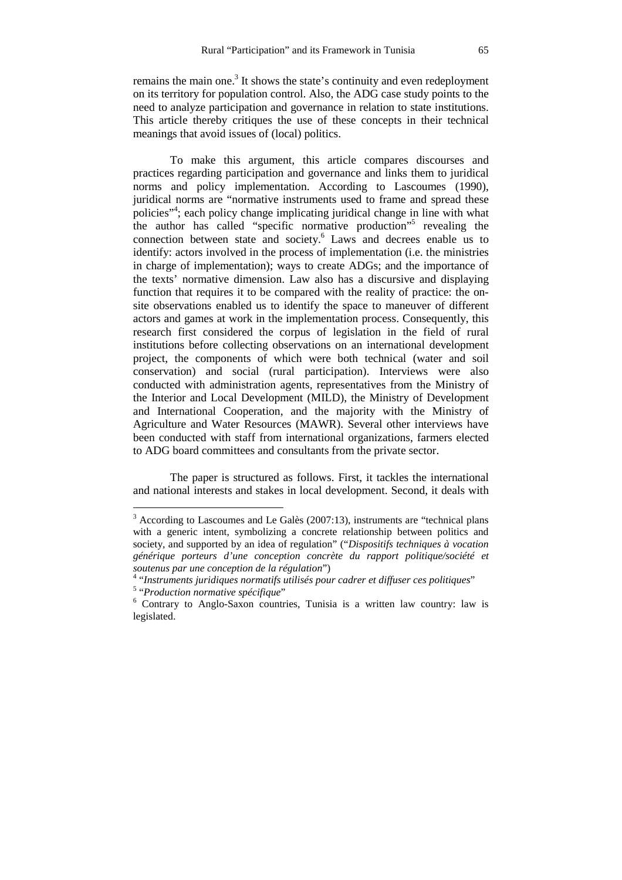remains the main one.[3] It shows the state's continuity and even redeployment on its territory for population control. Also, the ADG case study points to the need to analyze participation and governance in relation to state institutions. This article thereby critiques the use of these concepts in their technical meanings that avoid issues of (local) politics.

To make this argument, this article compares discourses and practices regarding participation and governance and links them to juridical norms and policy implementation. According to Lascoumes (1990), juridical norms are "normative instruments used to frame and spread these policies"[4]; each policy change implicating juridical change in line with what the author has called "specific normative production"[5] revealing the connection between state and society.[6] Laws and decrees enable us to identify: actors involved in the process of implementation (i.e. the ministries in charge of implementation); ways to create ADGs; and the importance of the texts' normative dimension. Law also has a discursive and displaying function that requires it to be compared with the reality of practice: the on-site observations enabled us to identify the space to maneuver of different actors and games at work in the implementation process. Consequently, this research first considered the corpus of legislation in the field of rural institutions before collecting observations on an international development project, the components of which were both technical (water and soil conservation) and social (rural participation). Interviews were also conducted with administration agents, representatives from the Ministry of the Interior and Local Development (MILD), the Ministry of Development and International Cooperation, and the majority with the Ministry of Agriculture and Water Resources (MAWR). Several other interviews have been conducted with staff from international organizations, farmers elected to ADG board committees and consultants from the private sector.

The paper is structured as follows. First, it tackles the international and national interests and stakes in local development. Second, it deals with

---

[3] According to Lascoumes and Le Galès (2007:13), instruments are "technical plans with a generic intent, symbolizing a concrete relationship between politics and society, and supported by an idea of regulation" ("*Dispositifs techniques à vocation générique porteurs d'une conception concrète du rapport politique/société et soutenus par une conception de la régulation*")

[4] "*Instruments juridiques normatifs utilisés pour cadrer et diffuser ces politiques*"

[5] "*Production normative spécifique*"

[6] Contrary to Anglo-Saxon countries, Tunisia is a written law country: law is legislated.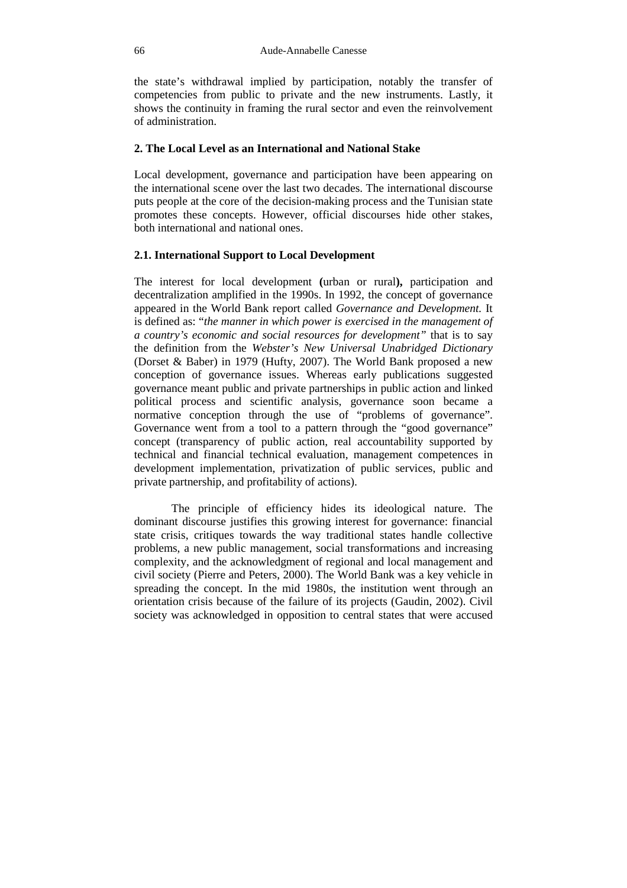the state's withdrawal implied by participation, notably the transfer of competencies from public to private and the new instruments. Lastly, it shows the continuity in framing the rural sector and even the reinvolvement of administration.

## 2. The Local Level as an International and National Stake

Local development, governance and participation have been appearing on the international scene over the last two decades. The international discourse puts people at the core of the decision-making process and the Tunisian state promotes these concepts. However, official discourses hide other stakes, both international and national ones.

### 2.1. International Support to Local Development

The interest for local development **(**urban or rural**),** participation and decentralization amplified in the 1990s. In 1992, the concept of governance appeared in the World Bank report called *Governance and Development.* It is defined as: "*the manner in which power is exercised in the management of a country's economic and social resources for development"* that is to say the definition from the *Webster's New Universal Unabridged Dictionary* (Dorset & Baber) in 1979 (Hufty, 2007). The World Bank proposed a new conception of governance issues. Whereas early publications suggested governance meant public and private partnerships in public action and linked political process and scientific analysis, governance soon became a normative conception through the use of "problems of governance". Governance went from a tool to a pattern through the "good governance" concept (transparency of public action, real accountability supported by technical and financial technical evaluation, management competences in development implementation, privatization of public services, public and private partnership, and profitability of actions).

The principle of efficiency hides its ideological nature. The dominant discourse justifies this growing interest for governance: financial state crisis, critiques towards the way traditional states handle collective problems, a new public management, social transformations and increasing complexity, and the acknowledgment of regional and local management and civil society (Pierre and Peters, 2000). The World Bank was a key vehicle in spreading the concept. In the mid 1980s, the institution went through an orientation crisis because of the failure of its projects (Gaudin, 2002). Civil society was acknowledged in opposition to central states that were accused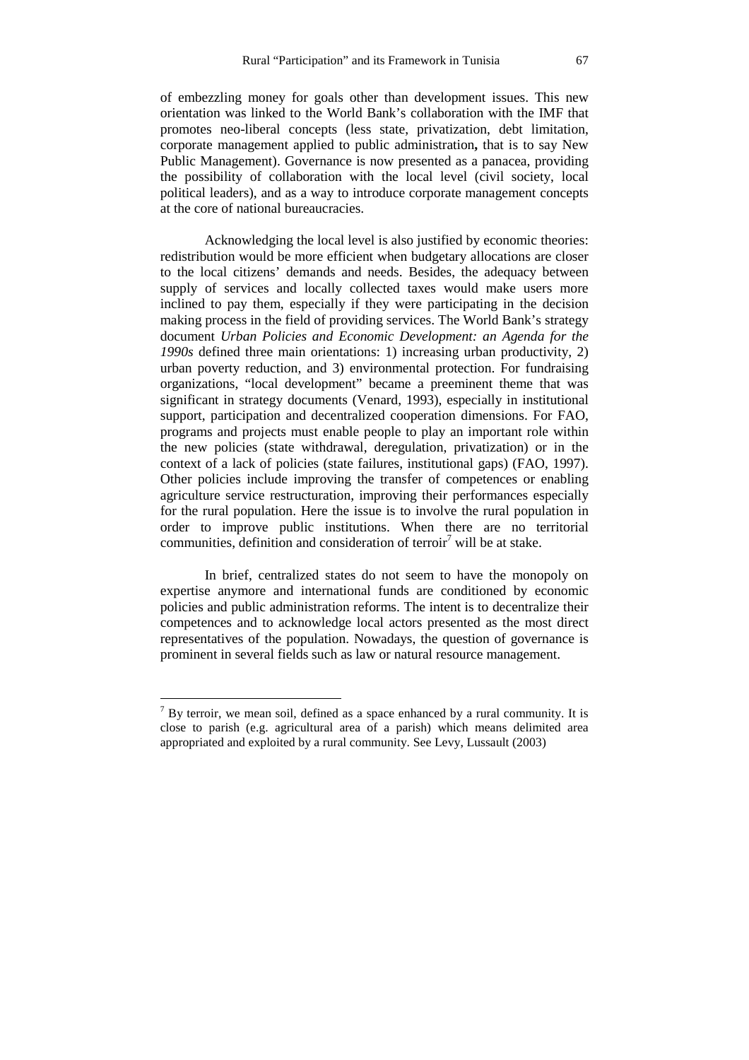of embezzling money for goals other than development issues. This new orientation was linked to the World Bank's collaboration with the IMF that promotes neo-liberal concepts (less state, privatization, debt limitation, corporate management applied to public administration**,** that is to say New Public Management). Governance is now presented as a panacea, providing the possibility of collaboration with the local level (civil society, local political leaders), and as a way to introduce corporate management concepts at the core of national bureaucracies.

Acknowledging the local level is also justified by economic theories: redistribution would be more efficient when budgetary allocations are closer to the local citizens' demands and needs. Besides, the adequacy between supply of services and locally collected taxes would make users more inclined to pay them, especially if they were participating in the decision making process in the field of providing services. The World Bank's strategy document *Urban Policies and Economic Development: an Agenda for the 1990s* defined three main orientations: 1) increasing urban productivity, 2) urban poverty reduction, and 3) environmental protection. For fundraising organizations, "local development" became a preeminent theme that was significant in strategy documents (Venard, 1993), especially in institutional support, participation and decentralized cooperation dimensions. For FAO, programs and projects must enable people to play an important role within the new policies (state withdrawal, deregulation, privatization) or in the context of a lack of policies (state failures, institutional gaps) (FAO, 1997). Other policies include improving the transfer of competences or enabling agriculture service restructuration, improving their performances especially for the rural population. Here the issue is to involve the rural population in order to improve public institutions. When there are no territorial communities, definition and consideration of terroir[7] will be at stake.

In brief, centralized states do not seem to have the monopoly on expertise anymore and international funds are conditioned by economic policies and public administration reforms. The intent is to decentralize their competences and to acknowledge local actors presented as the most direct representatives of the population. Nowadays, the question of governance is prominent in several fields such as law or natural resource management.

---

[7] By terroir, we mean soil, defined as a space enhanced by a rural community. It is close to parish (e.g. agricultural area of a parish) which means delimited area appropriated and exploited by a rural community. See Levy, Lussault (2003)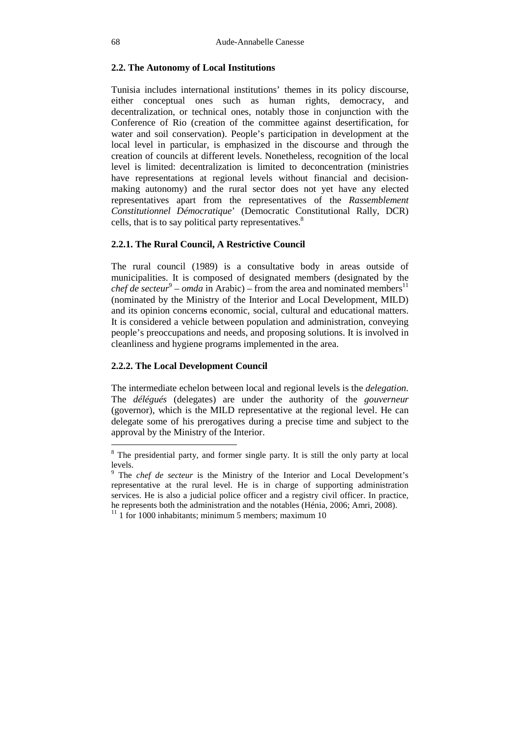## 2.2. The Autonomy of Local Institutions

Tunisia includes international institutions' themes in its policy discourse, either conceptual ones such as human rights, democracy, and decentralization, or technical ones, notably those in conjunction with the Conference of Rio (creation of the committee against desertification, for water and soil conservation). People's participation in development at the local level in particular, is emphasized in the discourse and through the creation of councils at different levels. Nonetheless, recognition of the local level is limited: decentralization is limited to deconcentration (ministries have representations at regional levels without financial and decision-making autonomy) and the rural sector does not yet have any elected representatives apart from the representatives of the *Rassemblement Constitutionnel Démocratique*' (Democratic Constitutional Rally, DCR) cells, that is to say political party representatives.[8]

### 2.2.1. The Rural Council, A Restrictive Council

The rural council (1989) is a consultative body in areas outside of municipalities. It is composed of designated members (designated by the *chef de secteur*[9] – *omda* in Arabic) – from the area and nominated members[11] (nominated by the Ministry of the Interior and Local Development, MILD) and its opinion concerns economic, social, cultural and educational matters. It is considered a vehicle between population and administration, conveying people's preoccupations and needs, and proposing solutions. It is involved in cleanliness and hygiene programs implemented in the area.

### 2.2.2. The Local Development Council

The intermediate echelon between local and regional levels is the *delegation*. The *délégués* (delegates) are under the authority of the *gouverneur* (governor), which is the MILD representative at the regional level. He can delegate some of his prerogatives during a precise time and subject to the approval by the Ministry of the Interior.

---

[8] The presidential party, and former single party. It is still the only party at local levels.

[9] The *chef de secteur* is the Ministry of the Interior and Local Development's representative at the rural level. He is in charge of supporting administration services. He is also a judicial police officer and a registry civil officer. In practice, he represents both the administration and the notables (Hénia, 2006; Amri, 2008).

[11] 1 for 1000 inhabitants; minimum 5 members; maximum 10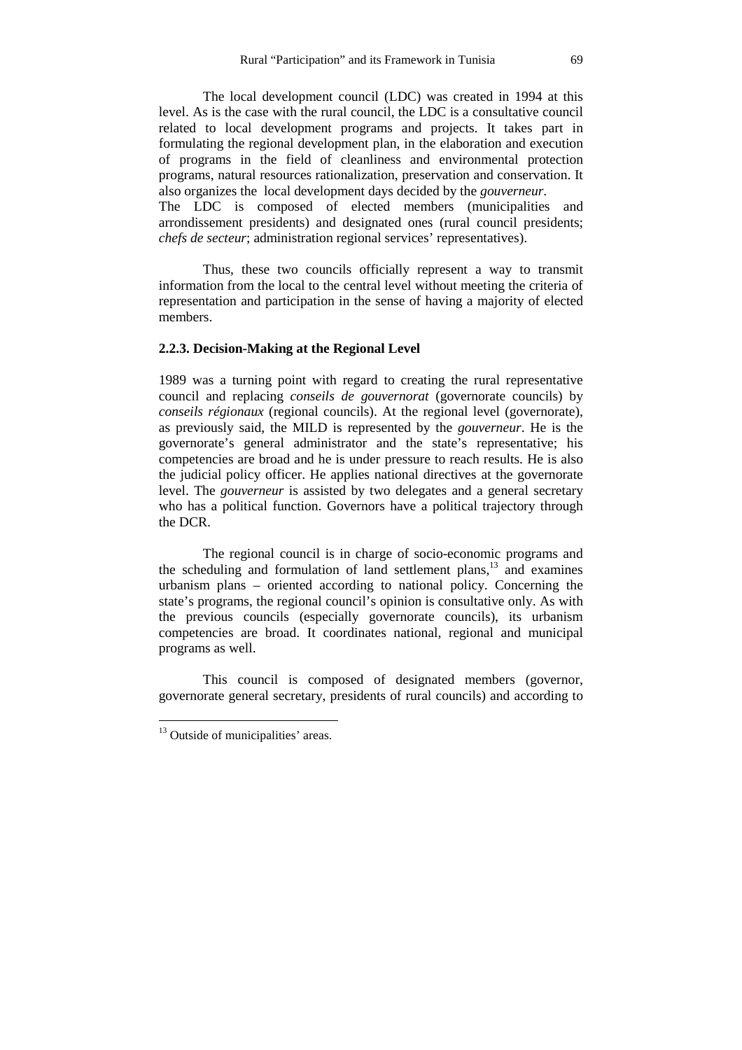The local development council (LDC) was created in 1994 at this level. As is the case with the rural council, the LDC is a consultative council related to local development programs and projects. It takes part in formulating the regional development plan, in the elaboration and execution of programs in the field of cleanliness and environmental protection programs, natural resources rationalization, preservation and conservation. It also organizes the local development days decided by the *gouverneur*.
The LDC is composed of elected members (municipalities and arrondissement presidents) and designated ones (rural council presidents; *chefs de secteur*; administration regional services' representatives).

Thus, these two councils officially represent a way to transmit information from the local to the central level without meeting the criteria of representation and participation in the sense of having a majority of elected members.

### 2.2.3. Decision-Making at the Regional Level

1989 was a turning point with regard to creating the rural representative council and replacing *conseils de gouvernorat* (governorate councils) by *conseils régionaux* (regional councils). At the regional level (governorate), as previously said, the MILD is represented by the *gouverneur*. He is the governorate's general administrator and the state's representative; his competencies are broad and he is under pressure to reach results. He is also the judicial policy officer. He applies national directives at the governorate level. The *gouverneur* is assisted by two delegates and a general secretary who has a political function. Governors have a political trajectory through the DCR.

The regional council is in charge of socio-economic programs and the scheduling and formulation of land settlement plans,[13] and examines urbanism plans – oriented according to national policy. Concerning the state's programs, the regional council's opinion is consultative only. As with the previous councils (especially governorate councils), its urbanism competencies are broad. It coordinates national, regional and municipal programs as well.

This council is composed of designated members (governor, governorate general secretary, presidents of rural councils) and according to

[13] Outside of municipalities' areas.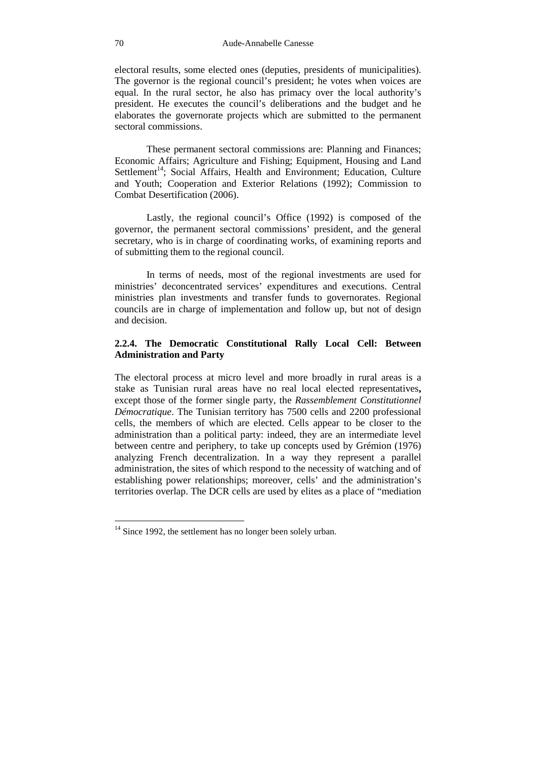electoral results, some elected ones (deputies, presidents of municipalities). The governor is the regional council's president; he votes when voices are equal. In the rural sector, he also has primacy over the local authority's president. He executes the council's deliberations and the budget and he elaborates the governorate projects which are submitted to the permanent sectoral commissions.

These permanent sectoral commissions are: Planning and Finances; Economic Affairs; Agriculture and Fishing; Equipment, Housing and Land Settlement[14]; Social Affairs, Health and Environment; Education, Culture and Youth; Cooperation and Exterior Relations (1992); Commission to Combat Desertification (2006).

Lastly, the regional council's Office (1992) is composed of the governor, the permanent sectoral commissions' president, and the general secretary, who is in charge of coordinating works, of examining reports and of submitting them to the regional council.

In terms of needs, most of the regional investments are used for ministries' deconcentrated services' expenditures and executions. Central ministries plan investments and transfer funds to governorates. Regional councils are in charge of implementation and follow up, but not of design and decision.

#### 2.2.4. The Democratic Constitutional Rally Local Cell: Between Administration and Party

The electoral process at micro level and more broadly in rural areas is a stake as Tunisian rural areas have no real local elected representatives**,** except those of the former single party, the *Rassemblement Constitutionnel Démocratique*. The Tunisian territory has 7500 cells and 2200 professional cells, the members of which are elected. Cells appear to be closer to the administration than a political party: indeed, they are an intermediate level between centre and periphery, to take up concepts used by Grémion (1976) analyzing French decentralization. In a way they represent a parallel administration, the sites of which respond to the necessity of watching and of establishing power relationships; moreover, cells' and the administration's territories overlap. The DCR cells are used by elites as a place of "mediation

[14] Since 1992, the settlement has no longer been solely urban.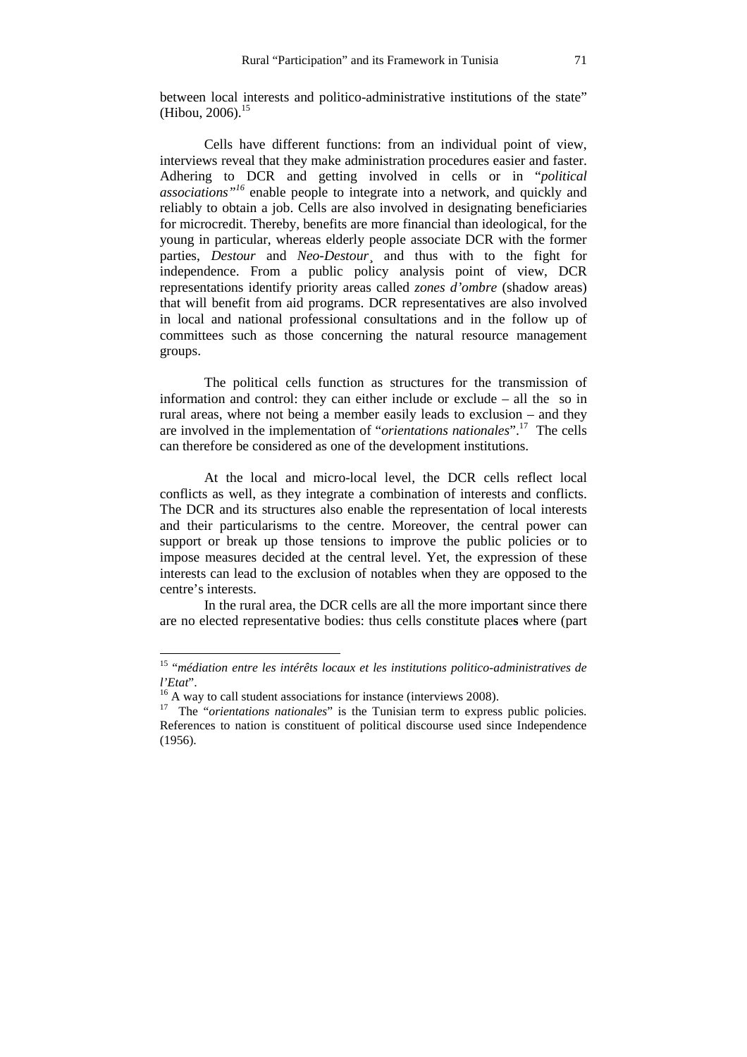between local interests and politico-administrative institutions of the state" (Hibou, 2006).[15]

Cells have different functions: from an individual point of view, interviews reveal that they make administration procedures easier and faster. Adhering to DCR and getting involved in cells or in "*political associations"*[16] enable people to integrate into a network, and quickly and reliably to obtain a job. Cells are also involved in designating beneficiaries for microcredit. Thereby, benefits are more financial than ideological, for the young in particular, whereas elderly people associate DCR with the former parties, *Destour* and *Neo-Destour*¸ and thus with to the fight for independence. From a public policy analysis point of view, DCR representations identify priority areas called *zones d'ombre* (shadow areas) that will benefit from aid programs. DCR representatives are also involved in local and national professional consultations and in the follow up of committees such as those concerning the natural resource management groups.

The political cells function as structures for the transmission of information and control: they can either include or exclude – all the so in rural areas, where not being a member easily leads to exclusion – and they are involved in the implementation of "*orientations nationales*".[17] The cells can therefore be considered as one of the development institutions.

At the local and micro-local level, the DCR cells reflect local conflicts as well, as they integrate a combination of interests and conflicts. The DCR and its structures also enable the representation of local interests and their particularisms to the centre. Moreover, the central power can support or break up those tensions to improve the public policies or to impose measures decided at the central level. Yet, the expression of these interests can lead to the exclusion of notables when they are opposed to the centre's interests.

In the rural area, the DCR cells are all the more important since there are no elected representative bodies: thus cells constitute place**s** where (part

---

[15] "*médiation entre les intérêts locaux et les institutions politico-administratives de l'Etat*".

[16] A way to call student associations for instance (interviews 2008).

[17] The "*orientations nationales*" is the Tunisian term to express public policies. References to nation is constituent of political discourse used since Independence (1956).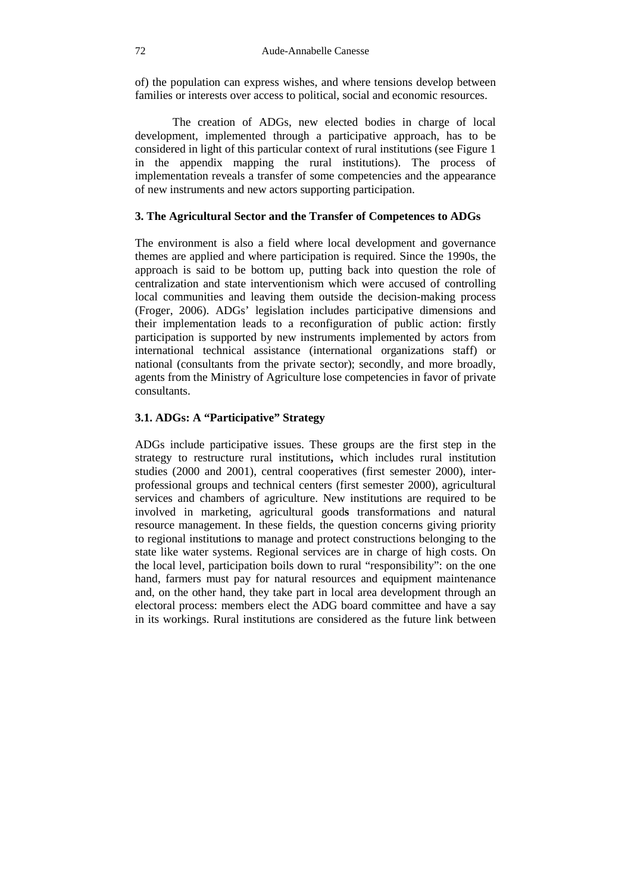of) the population can express wishes, and where tensions develop between families or interests over access to political, social and economic resources.

The creation of ADGs, new elected bodies in charge of local development, implemented through a participative approach, has to be considered in light of this particular context of rural institutions (see Figure 1 in the appendix mapping the rural institutions). The process of implementation reveals a transfer of some competencies and the appearance of new instruments and new actors supporting participation.

### 3. The Agricultural Sector and the Transfer of Competences to ADGs

The environment is also a field where local development and governance themes are applied and where participation is required. Since the 1990s, the approach is said to be bottom up, putting back into question the role of centralization and state interventionism which were accused of controlling local communities and leaving them outside the decision-making process (Froger, 2006). ADGs' legislation includes participative dimensions and their implementation leads to a reconfiguration of public action: firstly participation is supported by new instruments implemented by actors from international technical assistance (international organizations staff) or national (consultants from the private sector); secondly, and more broadly, agents from the Ministry of Agriculture lose competencies in favor of private consultants.

#### 3.1. ADGs: A "Participative" Strategy

ADGs include participative issues. These groups are the first step in the strategy to restructure rural institutions**,** which includes rural institution studies (2000 and 2001), central cooperatives (first semester 2000), inter-professional groups and technical centers (first semester 2000), agricultural services and chambers of agriculture. New institutions are required to be involved in marketing, agricultural good**s** transformations and natural resource management. In these fields, the question concerns giving priority to regional institution**s** to manage and protect constructions belonging to the state like water systems. Regional services are in charge of high costs. On the local level, participation boils down to rural "responsibility": on the one hand, farmers must pay for natural resources and equipment maintenance and, on the other hand, they take part in local area development through an electoral process: members elect the ADG board committee and have a say in its workings. Rural institutions are considered as the future link between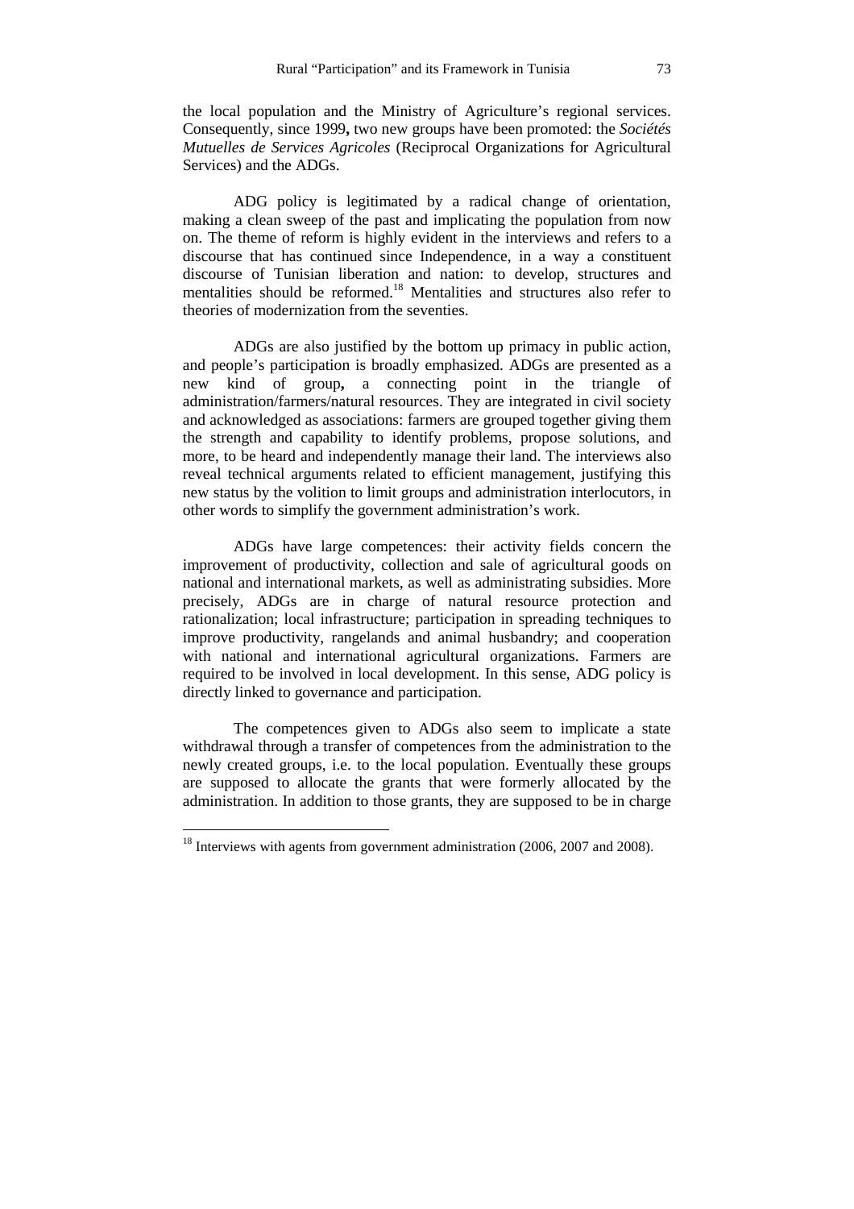the local population and the Ministry of Agriculture's regional services. Consequently, since 1999**,** two new groups have been promoted: the *Sociétés Mutuelles de Services Agricoles* (Reciprocal Organizations for Agricultural Services) and the ADGs.

ADG policy is legitimated by a radical change of orientation, making a clean sweep of the past and implicating the population from now on. The theme of reform is highly evident in the interviews and refers to a discourse that has continued since Independence, in a way a constituent discourse of Tunisian liberation and nation: to develop, structures and mentalities should be reformed.[18] Mentalities and structures also refer to theories of modernization from the seventies.

ADGs are also justified by the bottom up primacy in public action, and people's participation is broadly emphasized. ADGs are presented as a new kind of group**,** a connecting point in the triangle of administration/farmers/natural resources. They are integrated in civil society and acknowledged as associations: farmers are grouped together giving them the strength and capability to identify problems, propose solutions, and more, to be heard and independently manage their land. The interviews also reveal technical arguments related to efficient management, justifying this new status by the volition to limit groups and administration interlocutors, in other words to simplify the government administration's work.

ADGs have large competences: their activity fields concern the improvement of productivity, collection and sale of agricultural goods on national and international markets, as well as administrating subsidies. More precisely, ADGs are in charge of natural resource protection and rationalization; local infrastructure; participation in spreading techniques to improve productivity, rangelands and animal husbandry; and cooperation with national and international agricultural organizations. Farmers are required to be involved in local development. In this sense, ADG policy is directly linked to governance and participation.

The competences given to ADGs also seem to implicate a state withdrawal through a transfer of competences from the administration to the newly created groups, i.e. to the local population. Eventually these groups are supposed to allocate the grants that were formerly allocated by the administration. In addition to those grants, they are supposed to be in charge

[18] Interviews with agents from government administration (2006, 2007 and 2008).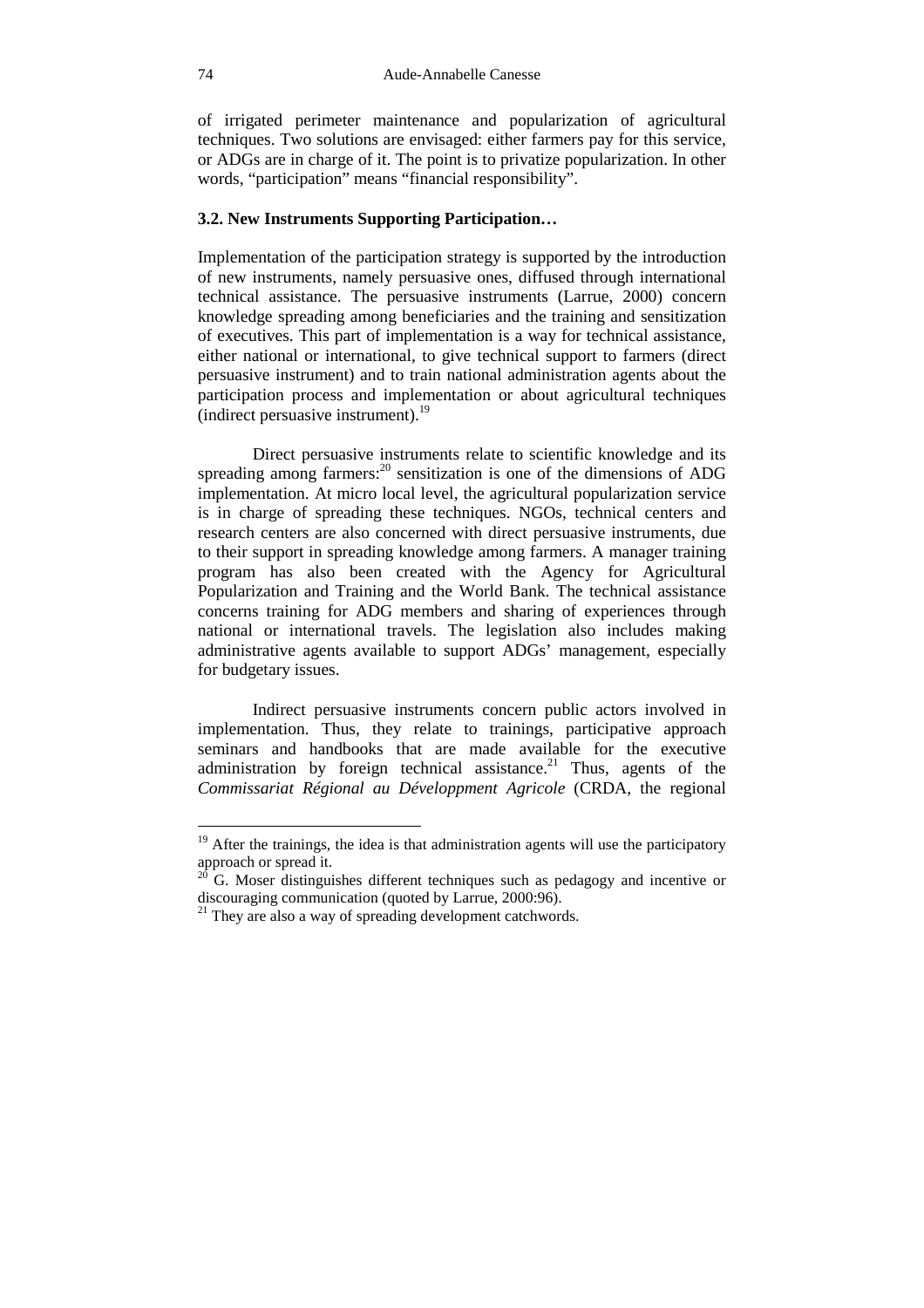of irrigated perimeter maintenance and popularization of agricultural techniques. Two solutions are envisaged: either farmers pay for this service, or ADGs are in charge of it. The point is to privatize popularization. In other words, "participation" means "financial responsibility".

### 3.2. New Instruments Supporting Participation…

Implementation of the participation strategy is supported by the introduction of new instruments, namely persuasive ones, diffused through international technical assistance. The persuasive instruments (Larrue, 2000) concern knowledge spreading among beneficiaries and the training and sensitization of executives. This part of implementation is a way for technical assistance, either national or international, to give technical support to farmers (direct persuasive instrument) and to train national administration agents about the participation process and implementation or about agricultural techniques (indirect persuasive instrument).[19]

Direct persuasive instruments relate to scientific knowledge and its spreading among farmers:[20] sensitization is one of the dimensions of ADG implementation. At micro local level, the agricultural popularization service is in charge of spreading these techniques. NGOs, technical centers and research centers are also concerned with direct persuasive instruments, due to their support in spreading knowledge among farmers. A manager training program has also been created with the Agency for Agricultural Popularization and Training and the World Bank. The technical assistance concerns training for ADG members and sharing of experiences through national or international travels. The legislation also includes making administrative agents available to support ADGs' management, especially for budgetary issues.

Indirect persuasive instruments concern public actors involved in implementation. Thus, they relate to trainings, participative approach seminars and handbooks that are made available for the executive administration by foreign technical assistance.[21] Thus, agents of the *Commissariat Régional au Développment Agricole* (CRDA, the regional

---

[19] After the trainings, the idea is that administration agents will use the participatory approach or spread it.

[20] G. Moser distinguishes different techniques such as pedagogy and incentive or discouraging communication (quoted by Larrue, 2000:96).

[21] They are also a way of spreading development catchwords.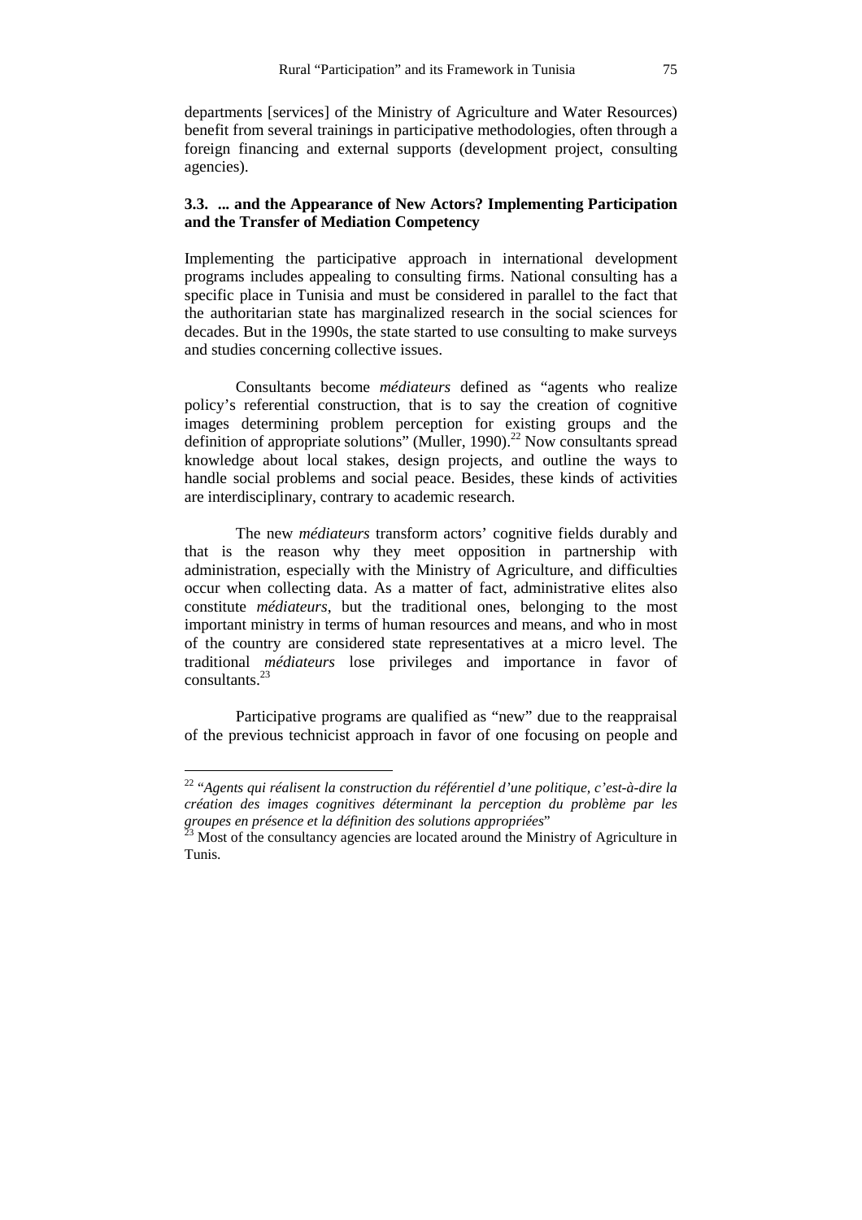departments [services] of the Ministry of Agriculture and Water Resources) benefit from several trainings in participative methodologies, often through a foreign financing and external supports (development project, consulting agencies).

### 3.3. ... and the Appearance of New Actors? Implementing Participation and the Transfer of Mediation Competency

Implementing the participative approach in international development programs includes appealing to consulting firms. National consulting has a specific place in Tunisia and must be considered in parallel to the fact that the authoritarian state has marginalized research in the social sciences for decades. But in the 1990s, the state started to use consulting to make surveys and studies concerning collective issues.

Consultants become *médiateurs* defined as "agents who realize policy's referential construction, that is to say the creation of cognitive images determining problem perception for existing groups and the definition of appropriate solutions" (Muller, 1990).[22] Now consultants spread knowledge about local stakes, design projects, and outline the ways to handle social problems and social peace. Besides, these kinds of activities are interdisciplinary, contrary to academic research.

The new *médiateurs* transform actors' cognitive fields durably and that is the reason why they meet opposition in partnership with administration, especially with the Ministry of Agriculture, and difficulties occur when collecting data. As a matter of fact, administrative elites also constitute *médiateurs*, but the traditional ones, belonging to the most important ministry in terms of human resources and means, and who in most of the country are considered state representatives at a micro level. The traditional *médiateurs* lose privileges and importance in favor of consultants.[23]

Participative programs are qualified as "new" due to the reappraisal of the previous technicist approach in favor of one focusing on people and

---

[22] "*Agents qui réalisent la construction du référentiel d'une politique, c'est-à-dire la création des images cognitives déterminant la perception du problème par les groupes en présence et la définition des solutions appropriées*"

[23] Most of the consultancy agencies are located around the Ministry of Agriculture in Tunis.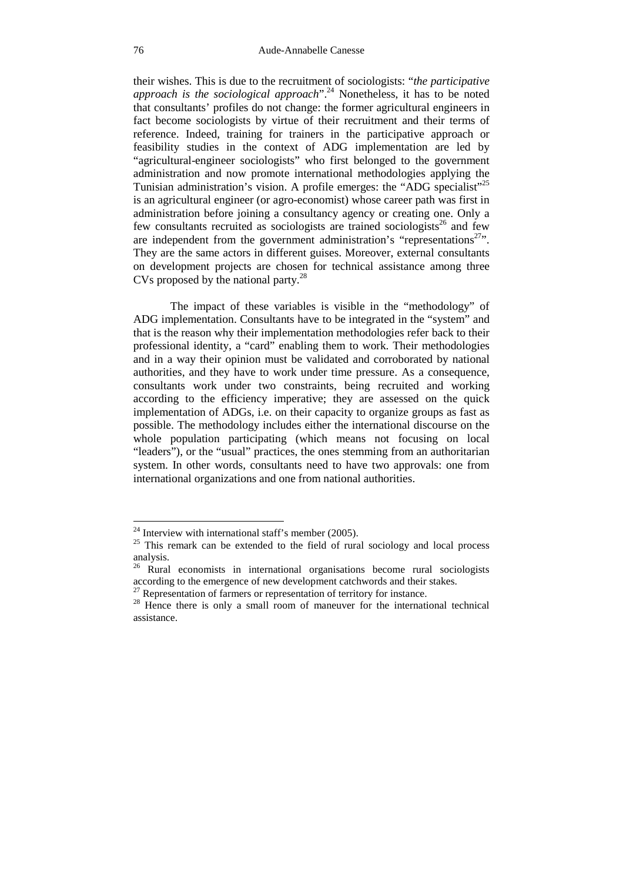their wishes. This is due to the recruitment of sociologists: "*the participative approach is the sociological approach*".[24] Nonetheless, it has to be noted that consultants' profiles do not change: the former agricultural engineers in fact become sociologists by virtue of their recruitment and their terms of reference. Indeed, training for trainers in the participative approach or feasibility studies in the context of ADG implementation are led by "agricultural-engineer sociologists" who first belonged to the government administration and now promote international methodologies applying the Tunisian administration's vision. A profile emerges: the "ADG specialist"[25] is an agricultural engineer (or agro-economist) whose career path was first in administration before joining a consultancy agency or creating one. Only a few consultants recruited as sociologists are trained sociologists[26] and few are independent from the government administration's "representations[27]". They are the same actors in different guises. Moreover, external consultants on development projects are chosen for technical assistance among three CVs proposed by the national party.[28]

The impact of these variables is visible in the "methodology" of ADG implementation. Consultants have to be integrated in the "system" and that is the reason why their implementation methodologies refer back to their professional identity, a "card" enabling them to work. Their methodologies and in a way their opinion must be validated and corroborated by national authorities, and they have to work under time pressure. As a consequence, consultants work under two constraints, being recruited and working according to the efficiency imperative; they are assessed on the quick implementation of ADGs, i.e. on their capacity to organize groups as fast as possible. The methodology includes either the international discourse on the whole population participating (which means not focusing on local "leaders"), or the "usual" practices, the ones stemming from an authoritarian system. In other words, consultants need to have two approvals: one from international organizations and one from national authorities.

---

[24] Interview with international staff's member (2005).

[25] This remark can be extended to the field of rural sociology and local process analysis.

[26] Rural economists in international organisations become rural sociologists according to the emergence of new development catchwords and their stakes.

[27] Representation of farmers or representation of territory for instance.

[28] Hence there is only a small room of maneuver for the international technical assistance.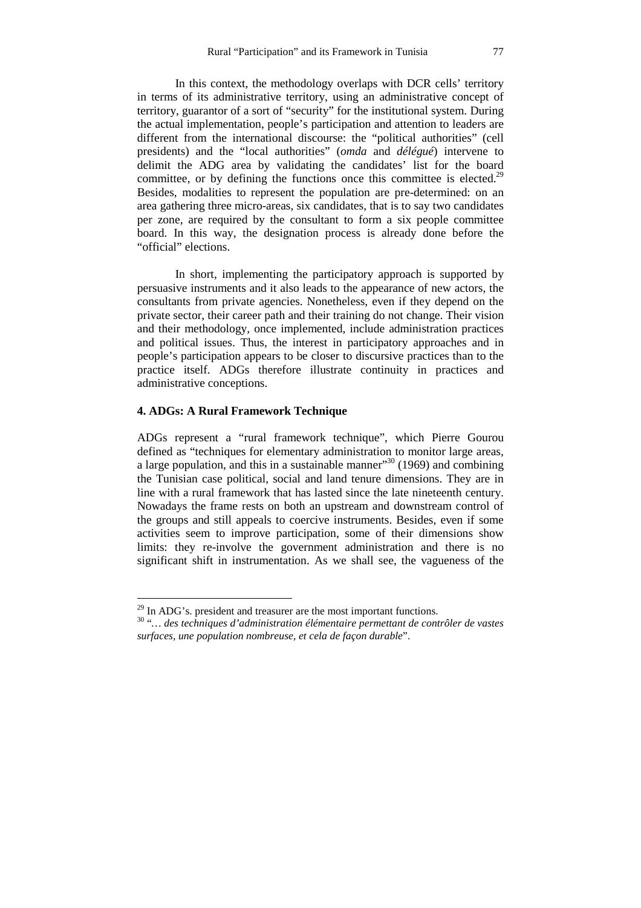In this context, the methodology overlaps with DCR cells' territory in terms of its administrative territory, using an administrative concept of territory, guarantor of a sort of "security" for the institutional system. During the actual implementation, people's participation and attention to leaders are different from the international discourse: the "political authorities" (cell presidents) and the "local authorities" (*omda* and *délégué*) intervene to delimit the ADG area by validating the candidates' list for the board committee, or by defining the functions once this committee is elected.[29] Besides, modalities to represent the population are pre-determined: on an area gathering three micro-areas, six candidates, that is to say two candidates per zone, are required by the consultant to form a six people committee board. In this way, the designation process is already done before the "official" elections.

In short, implementing the participatory approach is supported by persuasive instruments and it also leads to the appearance of new actors, the consultants from private agencies. Nonetheless, even if they depend on the private sector, their career path and their training do not change. Their vision and their methodology, once implemented, include administration practices and political issues. Thus, the interest in participatory approaches and in people's participation appears to be closer to discursive practices than to the practice itself. ADGs therefore illustrate continuity in practices and administrative conceptions.

## 4. ADGs: A Rural Framework Technique

ADGs represent a "rural framework technique", which Pierre Gourou defined as "techniques for elementary administration to monitor large areas, a large population, and this in a sustainable manner"[30] (1969) and combining the Tunisian case political, social and land tenure dimensions. They are in line with a rural framework that has lasted since the late nineteenth century. Nowadays the frame rests on both an upstream and downstream control of the groups and still appeals to coercive instruments. Besides, even if some activities seem to improve participation, some of their dimensions show limits: they re-involve the government administration and there is no significant shift in instrumentation. As we shall see, the vagueness of the

---

[29] In ADG's. president and treasurer are the most important functions.

[30] "*… des techniques d'administration élémentaire permettant de contrôler de vastes surfaces, une population nombreuse, et cela de façon durable*".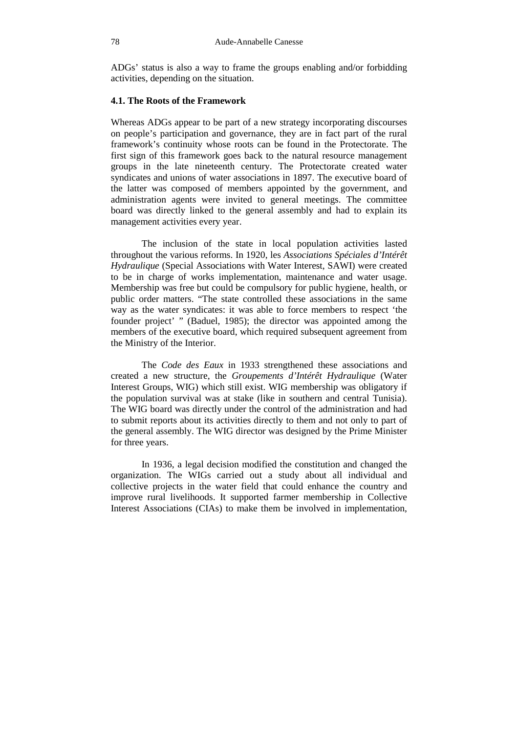ADGs' status is also a way to frame the groups enabling and/or forbidding activities, depending on the situation.

### 4.1. The Roots of the Framework

Whereas ADGs appear to be part of a new strategy incorporating discourses on people's participation and governance, they are in fact part of the rural framework's continuity whose roots can be found in the Protectorate. The first sign of this framework goes back to the natural resource management groups in the late nineteenth century. The Protectorate created water syndicates and unions of water associations in 1897. The executive board of the latter was composed of members appointed by the government, and administration agents were invited to general meetings. The committee board was directly linked to the general assembly and had to explain its management activities every year.

The inclusion of the state in local population activities lasted throughout the various reforms. In 1920, les *Associations Spéciales d'Intérêt Hydraulique* (Special Associations with Water Interest, SAWI) were created to be in charge of works implementation, maintenance and water usage. Membership was free but could be compulsory for public hygiene, health, or public order matters. "The state controlled these associations in the same way as the water syndicates: it was able to force members to respect 'the founder project' " (Baduel, 1985); the director was appointed among the members of the executive board, which required subsequent agreement from the Ministry of the Interior.

The *Code des Eaux* in 1933 strengthened these associations and created a new structure, the *Groupements d'Intérêt Hydraulique* (Water Interest Groups, WIG) which still exist. WIG membership was obligatory if the population survival was at stake (like in southern and central Tunisia). The WIG board was directly under the control of the administration and had to submit reports about its activities directly to them and not only to part of the general assembly. The WIG director was designed by the Prime Minister for three years.

In 1936, a legal decision modified the constitution and changed the organization. The WIGs carried out a study about all individual and collective projects in the water field that could enhance the country and improve rural livelihoods. It supported farmer membership in Collective Interest Associations (CIAs) to make them be involved in implementation,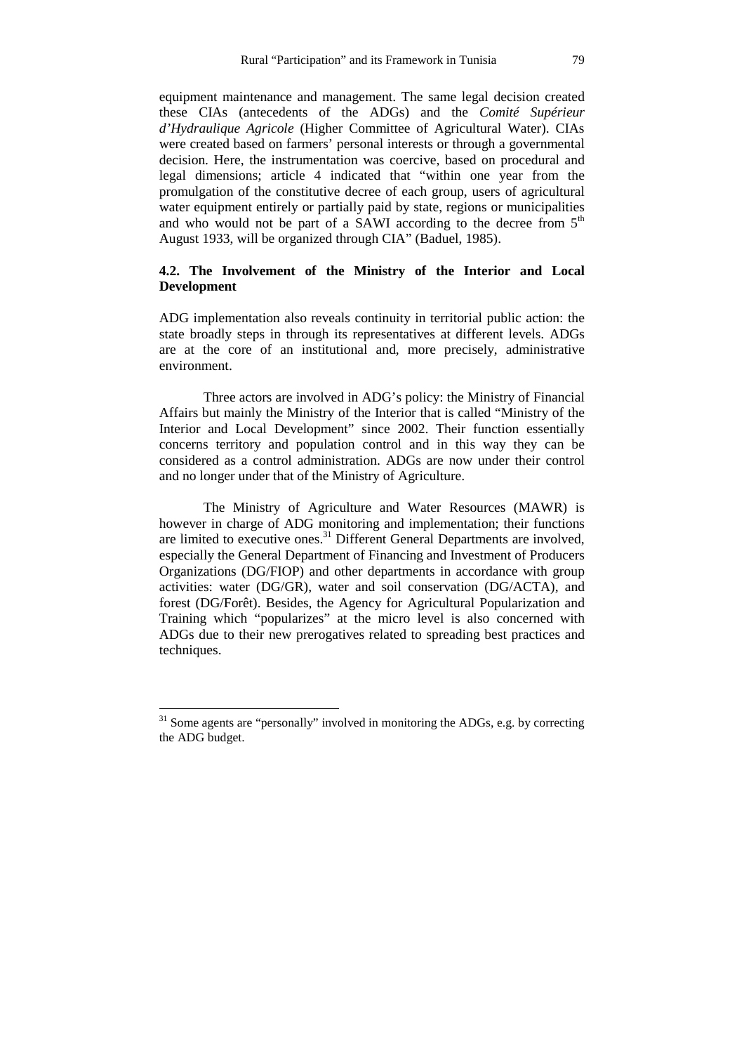equipment maintenance and management. The same legal decision created these CIAs (antecedents of the ADGs) and the *Comité Supérieur d'Hydraulique Agricole* (Higher Committee of Agricultural Water). CIAs were created based on farmers' personal interests or through a governmental decision. Here, the instrumentation was coercive, based on procedural and legal dimensions; article 4 indicated that "within one year from the promulgation of the constitutive decree of each group, users of agricultural water equipment entirely or partially paid by state, regions or municipalities and who would not be part of a SAWI according to the decree from 5th August 1933, will be organized through CIA" (Baduel, 1985).

### 4.2. The Involvement of the Ministry of the Interior and Local Development

ADG implementation also reveals continuity in territorial public action: the state broadly steps in through its representatives at different levels. ADGs are at the core of an institutional and, more precisely, administrative environment.

Three actors are involved in ADG's policy: the Ministry of Financial Affairs but mainly the Ministry of the Interior that is called "Ministry of the Interior and Local Development" since 2002. Their function essentially concerns territory and population control and in this way they can be considered as a control administration. ADGs are now under their control and no longer under that of the Ministry of Agriculture.

The Ministry of Agriculture and Water Resources (MAWR) is however in charge of ADG monitoring and implementation; their functions are limited to executive ones.[31] Different General Departments are involved, especially the General Department of Financing and Investment of Producers Organizations (DG/FIOP) and other departments in accordance with group activities: water (DG/GR), water and soil conservation (DG/ACTA), and forest (DG/Forêt). Besides, the Agency for Agricultural Popularization and Training which "popularizes" at the micro level is also concerned with ADGs due to their new prerogatives related to spreading best practices and techniques.

[31] Some agents are "personally" involved in monitoring the ADGs, e.g. by correcting the ADG budget.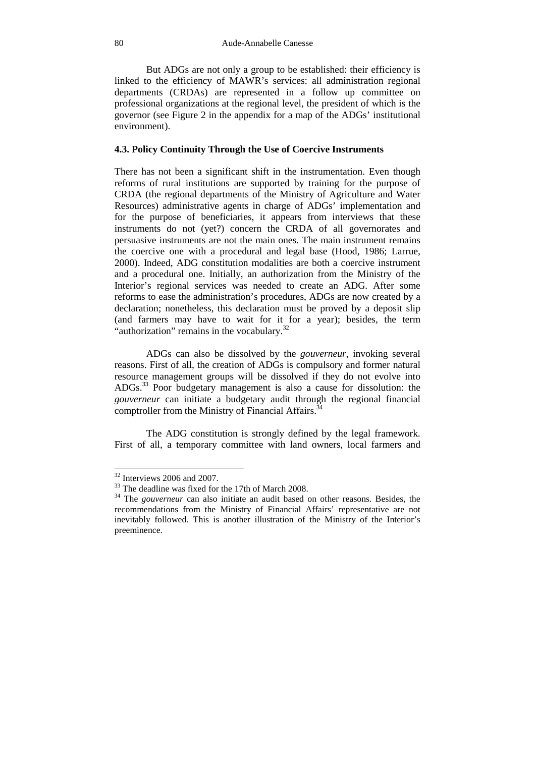But ADGs are not only a group to be established: their efficiency is linked to the efficiency of MAWR's services: all administration regional departments (CRDAs) are represented in a follow up committee on professional organizations at the regional level, the president of which is the governor (see Figure 2 in the appendix for a map of the ADGs' institutional environment).

### 4.3. Policy Continuity Through the Use of Coercive Instruments

There has not been a significant shift in the instrumentation. Even though reforms of rural institutions are supported by training for the purpose of CRDA (the regional departments of the Ministry of Agriculture and Water Resources) administrative agents in charge of ADGs' implementation and for the purpose of beneficiaries, it appears from interviews that these instruments do not (yet?) concern the CRDA of all governorates and persuasive instruments are not the main ones. The main instrument remains the coercive one with a procedural and legal base (Hood, 1986; Larrue, 2000). Indeed, ADG constitution modalities are both a coercive instrument and a procedural one. Initially, an authorization from the Ministry of the Interior's regional services was needed to create an ADG. After some reforms to ease the administration's procedures, ADGs are now created by a declaration; nonetheless, this declaration must be proved by a deposit slip (and farmers may have to wait for it for a year); besides, the term "authorization" remains in the vocabulary.[32]

ADGs can also be dissolved by the *gouverneur*, invoking several reasons. First of all, the creation of ADGs is compulsory and former natural resource management groups will be dissolved if they do not evolve into ADGs.[33] Poor budgetary management is also a cause for dissolution: the *gouverneur* can initiate a budgetary audit through the regional financial comptroller from the Ministry of Financial Affairs.[34]

The ADG constitution is strongly defined by the legal framework. First of all, a temporary committee with land owners, local farmers and

---

[32] Interviews 2006 and 2007.

[33] The deadline was fixed for the 17th of March 2008.

[34] The *gouverneur* can also initiate an audit based on other reasons. Besides, the recommendations from the Ministry of Financial Affairs' representative are not inevitably followed. This is another illustration of the Ministry of the Interior's preeminence.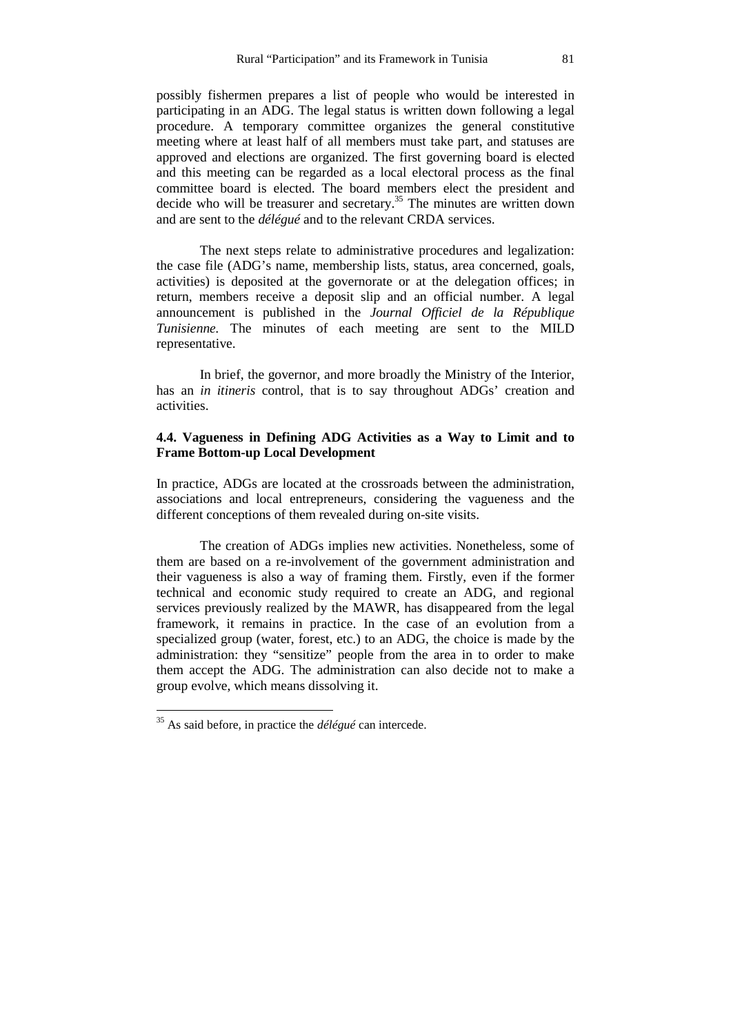possibly fishermen prepares a list of people who would be interested in participating in an ADG. The legal status is written down following a legal procedure. A temporary committee organizes the general constitutive meeting where at least half of all members must take part, and statuses are approved and elections are organized. The first governing board is elected and this meeting can be regarded as a local electoral process as the final committee board is elected. The board members elect the president and decide who will be treasurer and secretary.[35] The minutes are written down and are sent to the *délégué* and to the relevant CRDA services.

The next steps relate to administrative procedures and legalization: the case file (ADG's name, membership lists, status, area concerned, goals, activities) is deposited at the governorate or at the delegation offices; in return, members receive a deposit slip and an official number. A legal announcement is published in the *Journal Officiel de la République Tunisienne.* The minutes of each meeting are sent to the MILD representative.

In brief, the governor, and more broadly the Ministry of the Interior, has an *in itineris* control, that is to say throughout ADGs' creation and activities.

### 4.4. Vagueness in Defining ADG Activities as a Way to Limit and to Frame Bottom-up Local Development

In practice, ADGs are located at the crossroads between the administration, associations and local entrepreneurs, considering the vagueness and the different conceptions of them revealed during on-site visits.

The creation of ADGs implies new activities. Nonetheless, some of them are based on a re-involvement of the government administration and their vagueness is also a way of framing them. Firstly, even if the former technical and economic study required to create an ADG, and regional services previously realized by the MAWR, has disappeared from the legal framework, it remains in practice. In the case of an evolution from a specialized group (water, forest, etc.) to an ADG, the choice is made by the administration: they "sensitize" people from the area in to order to make them accept the ADG. The administration can also decide not to make a group evolve, which means dissolving it.

---

[35] As said before, in practice the *délégué* can intercede.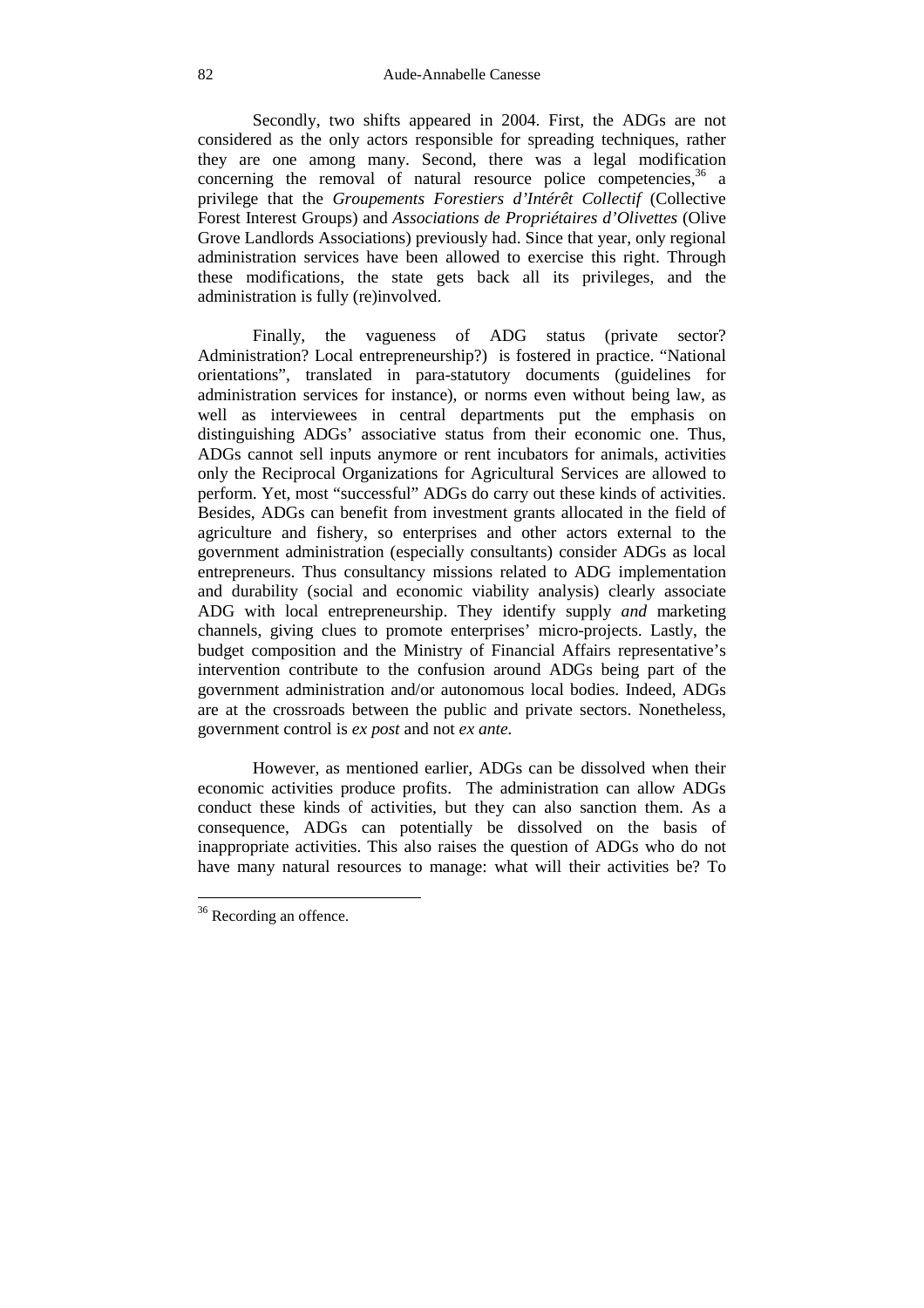Secondly, two shifts appeared in 2004. First, the ADGs are not considered as the only actors responsible for spreading techniques, rather they are one among many. Second, there was a legal modification concerning the removal of natural resource police competencies,[36] a privilege that the *Groupements Forestiers d'Intérêt Collectif* (Collective Forest Interest Groups) and *Associations de Propriétaires d'Olivettes* (Olive Grove Landlords Associations) previously had. Since that year, only regional administration services have been allowed to exercise this right. Through these modifications, the state gets back all its privileges, and the administration is fully (re)involved.

Finally, the vagueness of ADG status (private sector? Administration? Local entrepreneurship?) is fostered in practice. "National orientations", translated in para-statutory documents (guidelines for administration services for instance), or norms even without being law, as well as interviewees in central departments put the emphasis on distinguishing ADGs' associative status from their economic one. Thus, ADGs cannot sell inputs anymore or rent incubators for animals, activities only the Reciprocal Organizations for Agricultural Services are allowed to perform. Yet, most "successful" ADGs do carry out these kinds of activities. Besides, ADGs can benefit from investment grants allocated in the field of agriculture and fishery, so enterprises and other actors external to the government administration (especially consultants) consider ADGs as local entrepreneurs. Thus consultancy missions related to ADG implementation and durability (social and economic viability analysis) clearly associate ADG with local entrepreneurship. They identify supply *and* marketing channels, giving clues to promote enterprises' micro-projects. Lastly, the budget composition and the Ministry of Financial Affairs representative's intervention contribute to the confusion around ADGs being part of the government administration and/or autonomous local bodies. Indeed, ADGs are at the crossroads between the public and private sectors. Nonetheless, government control is *ex post* and not *ex ante.*

However, as mentioned earlier, ADGs can be dissolved when their economic activities produce profits. The administration can allow ADGs conduct these kinds of activities, but they can also sanction them. As a consequence, ADGs can potentially be dissolved on the basis of inappropriate activities. This also raises the question of ADGs who do not have many natural resources to manage: what will their activities be? To

---

[36] Recording an offence.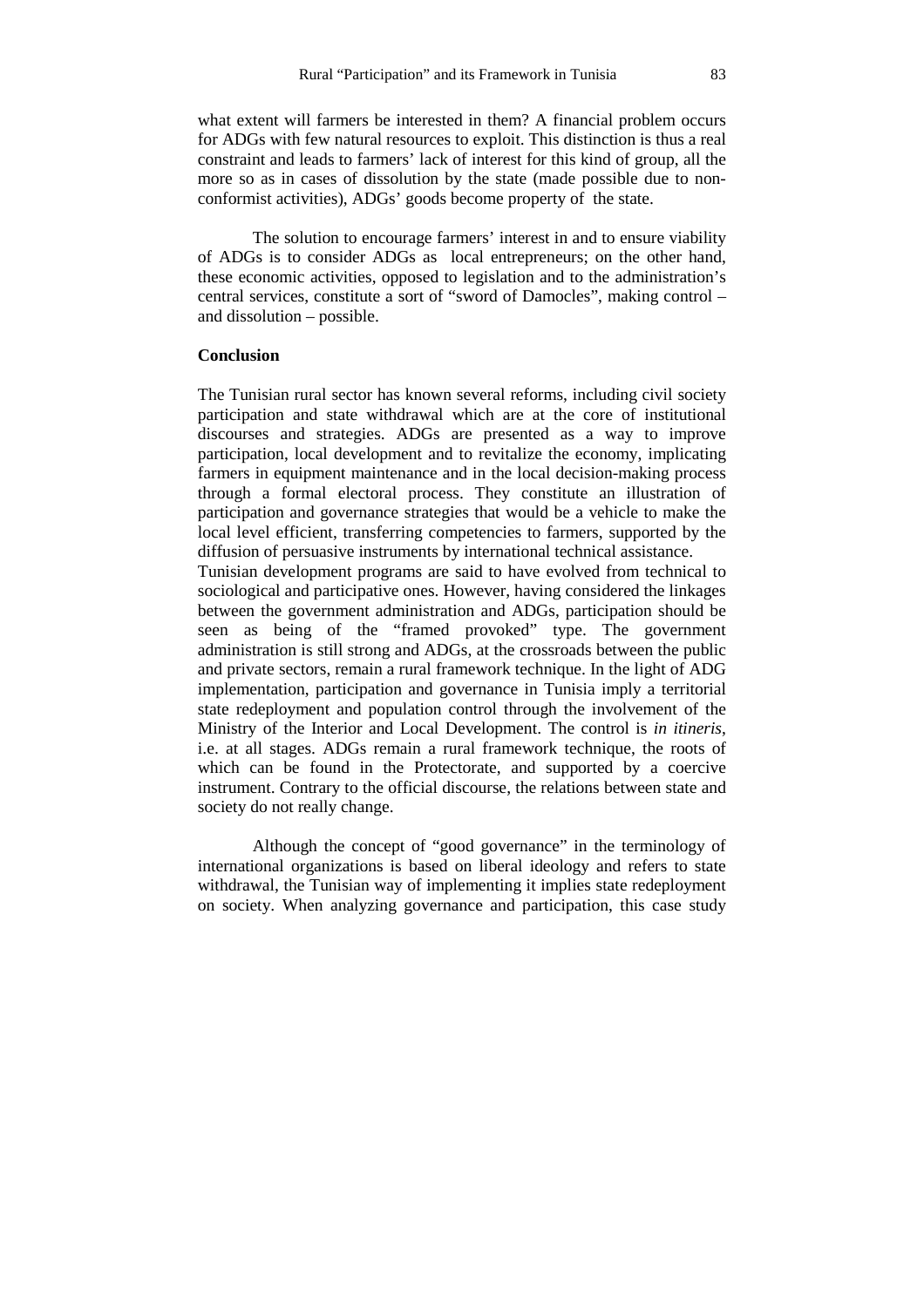what extent will farmers be interested in them? A financial problem occurs for ADGs with few natural resources to exploit. This distinction is thus a real constraint and leads to farmers' lack of interest for this kind of group, all the more so as in cases of dissolution by the state (made possible due to non-conformist activities), ADGs' goods become property of the state.

The solution to encourage farmers' interest in and to ensure viability of ADGs is to consider ADGs as local entrepreneurs; on the other hand, these economic activities, opposed to legislation and to the administration's central services, constitute a sort of "sword of Damocles", making control – and dissolution – possible.

## Conclusion

The Tunisian rural sector has known several reforms, including civil society participation and state withdrawal which are at the core of institutional discourses and strategies. ADGs are presented as a way to improve participation, local development and to revitalize the economy, implicating farmers in equipment maintenance and in the local decision-making process through a formal electoral process. They constitute an illustration of participation and governance strategies that would be a vehicle to make the local level efficient, transferring competencies to farmers, supported by the diffusion of persuasive instruments by international technical assistance.

Tunisian development programs are said to have evolved from technical to sociological and participative ones. However, having considered the linkages between the government administration and ADGs, participation should be seen as being of the "framed provoked" type. The government administration is still strong and ADGs, at the crossroads between the public and private sectors, remain a rural framework technique. In the light of ADG implementation, participation and governance in Tunisia imply a territorial state redeployment and population control through the involvement of the Ministry of the Interior and Local Development. The control is *in itineris*, i.e. at all stages. ADGs remain a rural framework technique, the roots of which can be found in the Protectorate, and supported by a coercive instrument. Contrary to the official discourse, the relations between state and society do not really change.

Although the concept of "good governance" in the terminology of international organizations is based on liberal ideology and refers to state withdrawal, the Tunisian way of implementing it implies state redeployment on society. When analyzing governance and participation, this case study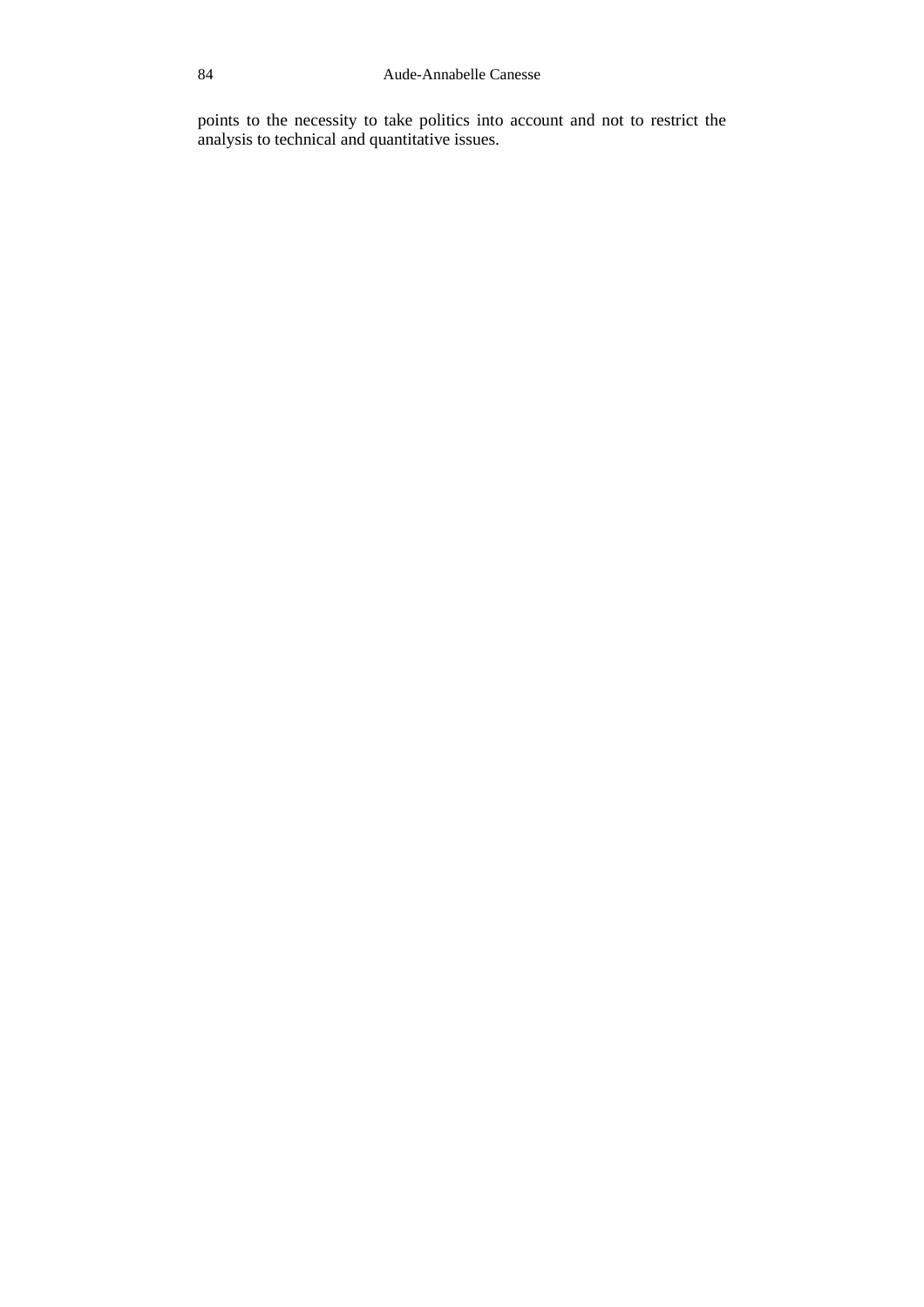points to the necessity to take politics into account and not to restrict the analysis to technical and quantitative issues.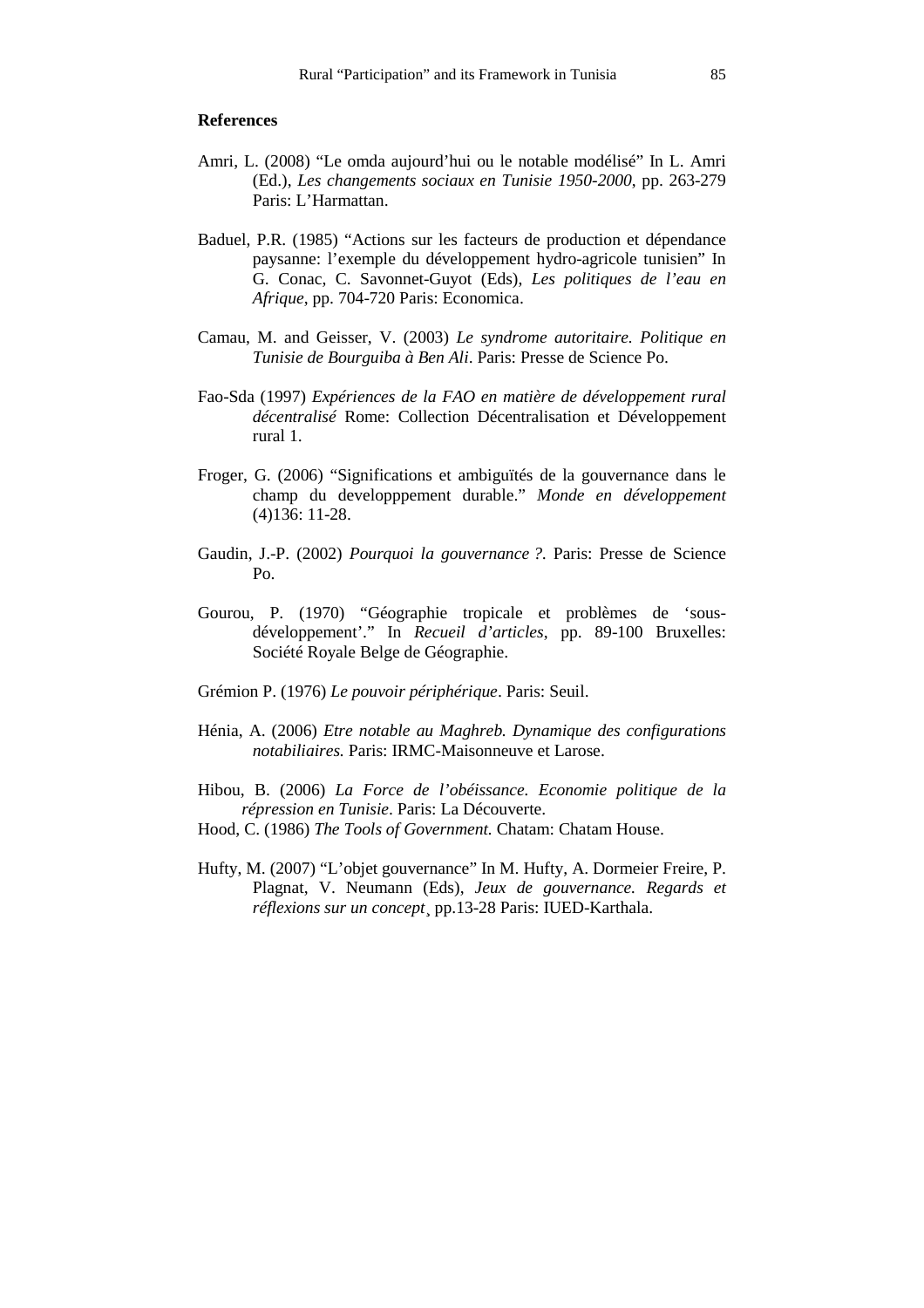## References

Amri, L. (2008) "Le omda aujourd'hui ou le notable modélisé" In L. Amri (Ed.), *Les changements sociaux en Tunisie 1950-2000*, pp. 263-279 Paris: L'Harmattan.

Baduel, P.R. (1985) "Actions sur les facteurs de production et dépendance paysanne: l'exemple du développement hydro-agricole tunisien" In G. Conac, C. Savonnet-Guyot (Eds), *Les politiques de l'eau en Afrique*, pp. 704-720 Paris: Economica.

Camau, M. and Geisser, V. (2003) *Le syndrome autoritaire. Politique en Tunisie de Bourguiba à Ben Ali*. Paris: Presse de Science Po.

Fao-Sda (1997) *Expériences de la FAO en matière de développement rural décentralisé* Rome: Collection Décentralisation et Développement rural 1.

Froger, G. (2006) "Significations et ambiguïtés de la gouvernance dans le champ du developppement durable." *Monde en développement* (4)136: 11-28.

Gaudin, J.-P. (2002) *Pourquoi la gouvernance ?*. Paris: Presse de Science Po.

Gourou, P. (1970) "Géographie tropicale et problèmes de 'sous-développement'." In *Recueil d'articles*, pp. 89-100 Bruxelles: Société Royale Belge de Géographie.

Grémion P. (1976) *Le pouvoir périphérique*. Paris: Seuil.

Hénia, A. (2006) *Etre notable au Maghreb. Dynamique des configurations notabiliaires.* Paris: IRMC-Maisonneuve et Larose.

Hibou, B. (2006) *La Force de l'obéissance. Economie politique de la répression en Tunisie*. Paris: La Découverte.

Hood, C. (1986) *The Tools of Government.* Chatam: Chatam House.

Hufty, M. (2007) "L'objet gouvernance" In M. Hufty, A. Dormeier Freire, P. Plagnat, V. Neumann (Eds), *Jeux de gouvernance. Regards et réflexions sur un concept*¸ pp.13-28 Paris: IUED-Karthala.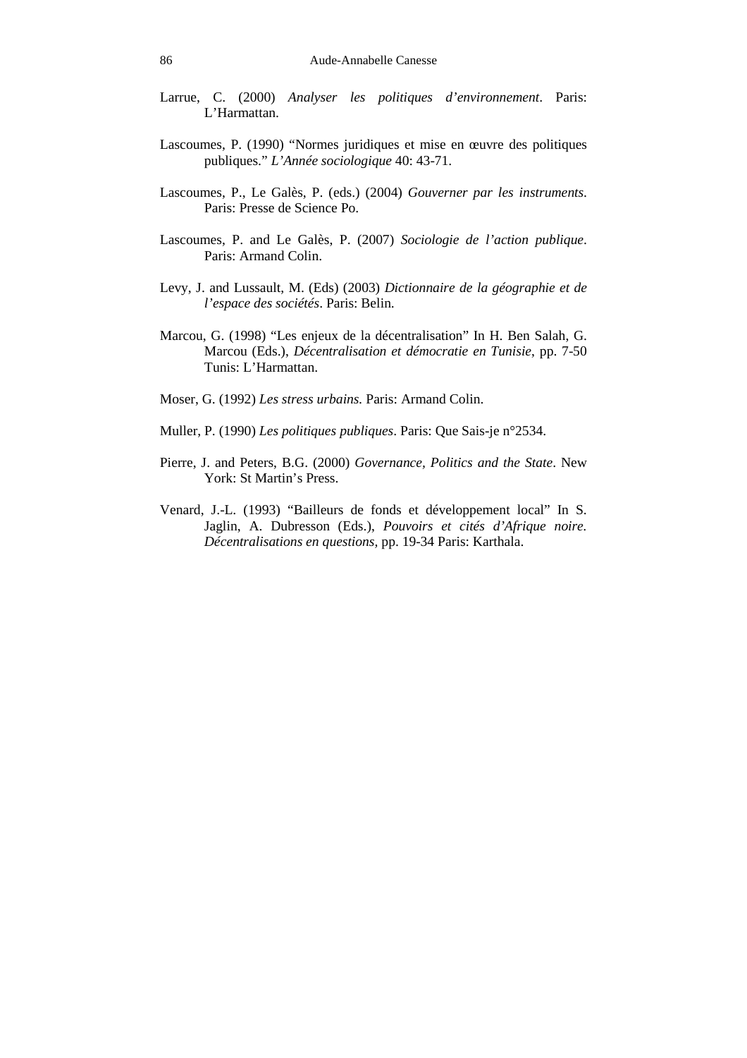Larrue, C. (2000) *Analyser les politiques d'environnement*. Paris: L'Harmattan.

Lascoumes, P. (1990) "Normes juridiques et mise en œuvre des politiques publiques." *L'Année sociologique* 40: 43-71.

Lascoumes, P., Le Galès, P. (eds.) (2004) *Gouverner par les instruments*. Paris: Presse de Science Po.

Lascoumes, P. and Le Galès, P. (2007) *Sociologie de l'action publique*. Paris: Armand Colin.

Levy, J. and Lussault, M. (Eds) (2003) *Dictionnaire de la géographie et de l'espace des sociétés*. Paris: Belin.

Marcou, G. (1998) "Les enjeux de la décentralisation" In H. Ben Salah, G. Marcou (Eds.), *Décentralisation et démocratie en Tunisie*, pp. 7-50 Tunis: L'Harmattan.

Moser, G. (1992) *Les stress urbains.* Paris: Armand Colin.

Muller, P. (1990) *Les politiques publiques*. Paris: Que Sais-je n°2534.

Pierre, J. and Peters, B.G. (2000) *Governance, Politics and the State*. New York: St Martin's Press.

Venard, J.-L. (1993) "Bailleurs de fonds et développement local" In S. Jaglin, A. Dubresson (Eds.), *Pouvoirs et cités d'Afrique noire. Décentralisations en questions,* pp. 19-34 Paris: Karthala.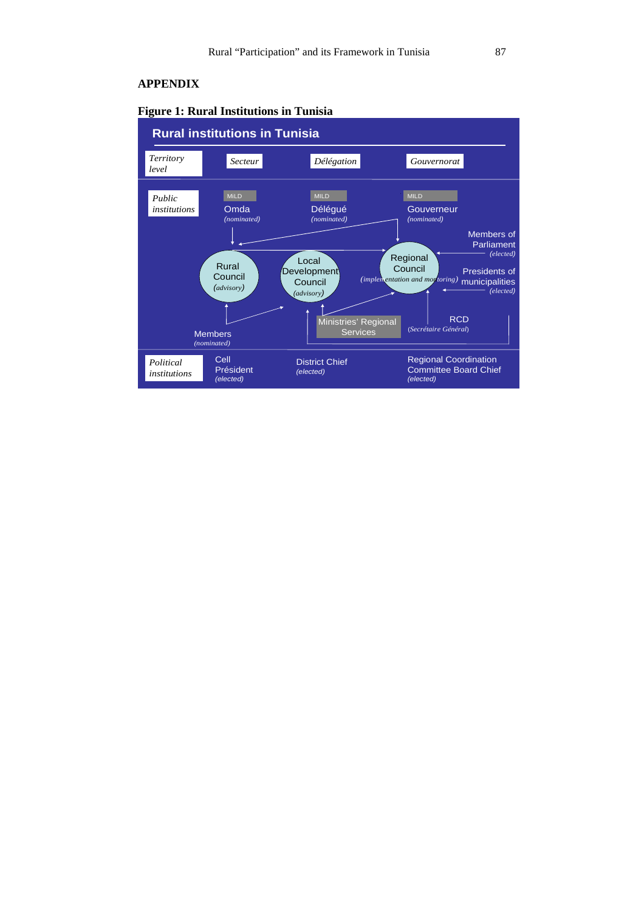## APPENDIX

**Figure 1: Rural Institutions in Tunisia**

**Rural institutions in Tunisia**

| *Territory level* | *Secteur* | *Délégation* | *Gouvernorat* |
|---|---|---|---|
| *Public institutions* | MiLD<br>Omda<br>*(nominated)* | MILD<br>Délégué<br>*(nominated)* | MILD<br>Gouverneur<br>*(nominated)* |
| | Rural Council *(advisory)* | Local Development Council *(advisory)* | Regional Council *(implementation and monitoring)* |
| | Members *(nominated)* | Ministries' Regional Services | Members of Parliament *(elected)*<br>Presidents of municipalities *(elected)*<br>RCD *(Secrétaire Général)* |
| *Political institutions* | Cell Président *(elected)* | District Chief *(elected)* | Regional Coordination Committee Board Chief *(elected)* |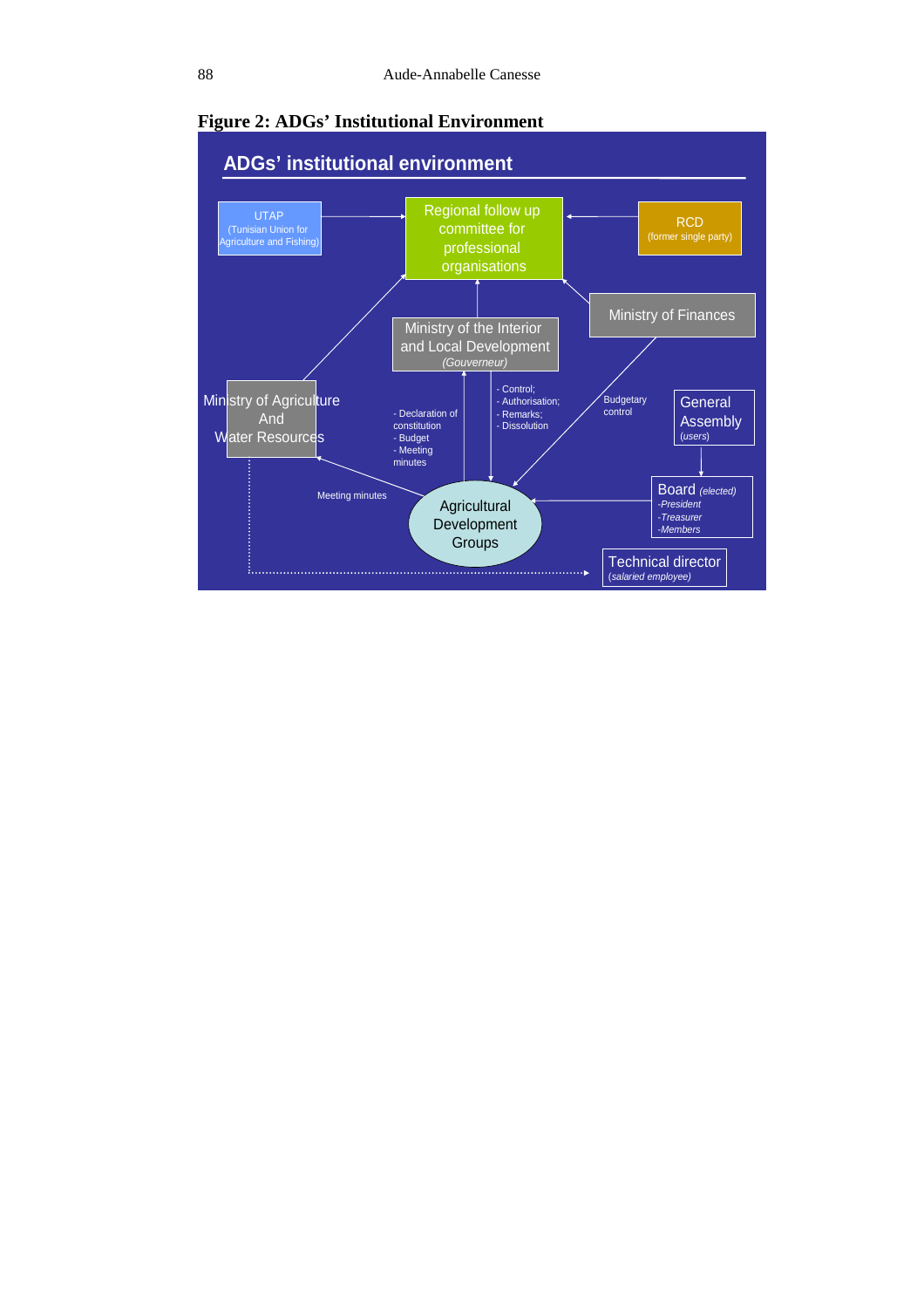**Figure 2: ADGs' Institutional Environment**

ADGs' institutional environment

UTAP
(Tunisian Union for Agriculture and Fishing)

Regional follow up committee for professional organisations

RCD
(former single party)

Ministry of Finances

Ministry of the Interior and Local Development
*(Gouverneur)*

Ministry of Agriculture And Water Resources

- Declaration of constitution
- Budget
- Meeting minutes

- Control;
- Authorisation;
- Remarks;
- Dissolution

Budgetary control

General Assembly
*(users)*

Board *(elected)*
*-President*
*-Treasurer*
*-Members*

Meeting minutes

Agricultural Development Groups

Technical director
*(salaried employee)*